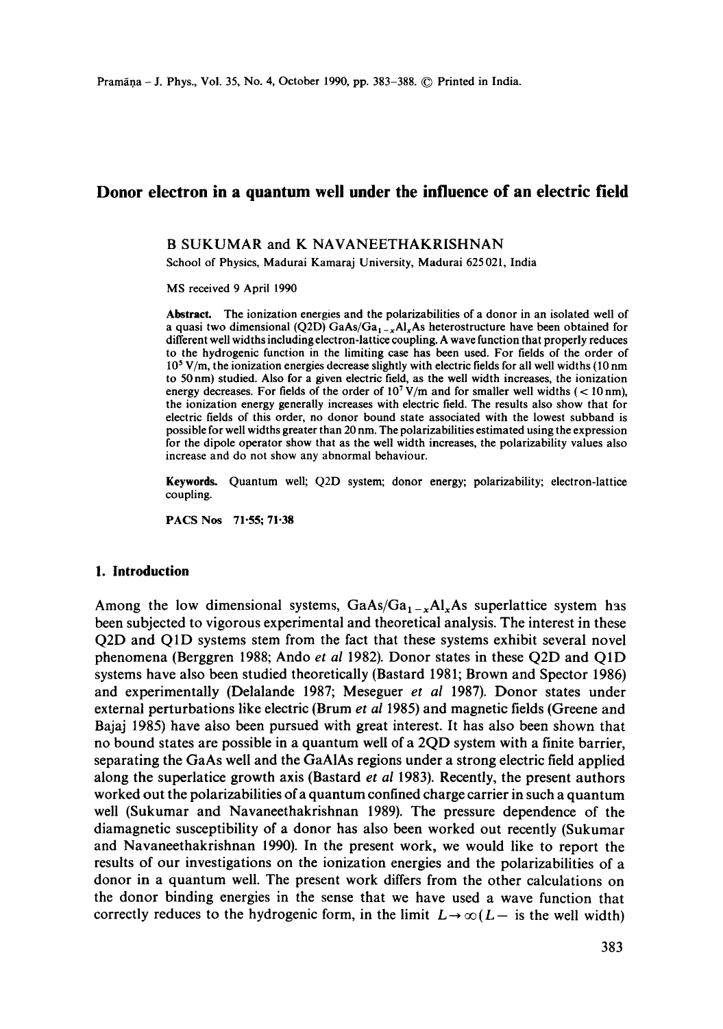# Donor electron in a quantum well under the influence of an electric field

B SUKUMAR and K NAVANEETHAKRISHNAN

School of Physics, Madurai Kamaraj University, Madurai 625 021, India

MS received 9 April 1990

**Abstract.** The ionization energies and the polarizabilities of a donor in an isolated well of a quasi two dimensional (Q2D) $GaAs/Ga_{1-x}Al_xAs$ heterostructure have been obtained for different well widths including electron-lattice coupling. A wave function that properly reduces to the hydrogenic function in the limiting case has been used. For fields of the order of $10^5$ V/m, the ionization energies decrease slightly with electric fields for all well widths (10 nm to 50 nm) studied. Also for a given electric field, as the well width increases, the ionization energy decreases. For fields of the order of $10^7$ V/m and for smaller well widths (< 10 nm), the ionization energy generally increases with electric field. The results also show that for electric fields of this order, no donor bound state associated with the lowest subband is possible for well widths greater than 20 nm. The polarizabilities estimated using the expression for the dipole operator show that as the well width increases, the polarizability values also increase and do not show any abnormal behaviour.

**Keywords.** Quantum well; Q2D system; donor energy; polarizability; electron-lattice coupling.

**PACS Nos** 71·55; 71·38

## 1. Introduction

Among the low dimensional systems, $GaAs/Ga_{1-x}Al_xAs$ superlattice system has been subjected to vigorous experimental and theoretical analysis. The interest in these Q2D and Q1D systems stem from the fact that these systems exhibit several novel phenomena (Berggren 1988; Ando *et al* 1982). Donor states in these Q2D and Q1D systems have also been studied theoretically (Bastard 1981; Brown and Spector 1986) and experimentally (Delalande 1987; Meseguer *et al* 1987). Donor states under external perturbations like electric (Brum *et al* 1985) and magnetic fields (Greene and Bajaj 1985) have also been pursued with great interest. It has also been shown that no bound states are possible in a quantum well of a 2QD system with a finite barrier, separating the GaAs well and the GaAlAs regions under a strong electric field applied along the superlatice growth axis (Bastard *et al* 1983). Recently, the present authors worked out the polarizabilities of a quantum confined charge carrier in such a quantum well (Sukumar and Navaneethakrishnan 1989). The pressure dependence of the diamagnetic susceptibility of a donor has also been worked out recently (Sukumar and Navaneethakrishnan 1990). In the present work, we would like to report the results of our investigations on the ionization energies and the polarizabilities of a donor in a quantum well. The present work differs from the other calculations on the donor binding energies in the sense that we have used a wave function that correctly reduces to the hydrogenic form, in the limit $L \rightarrow \infty$ ($L-$ is the well width)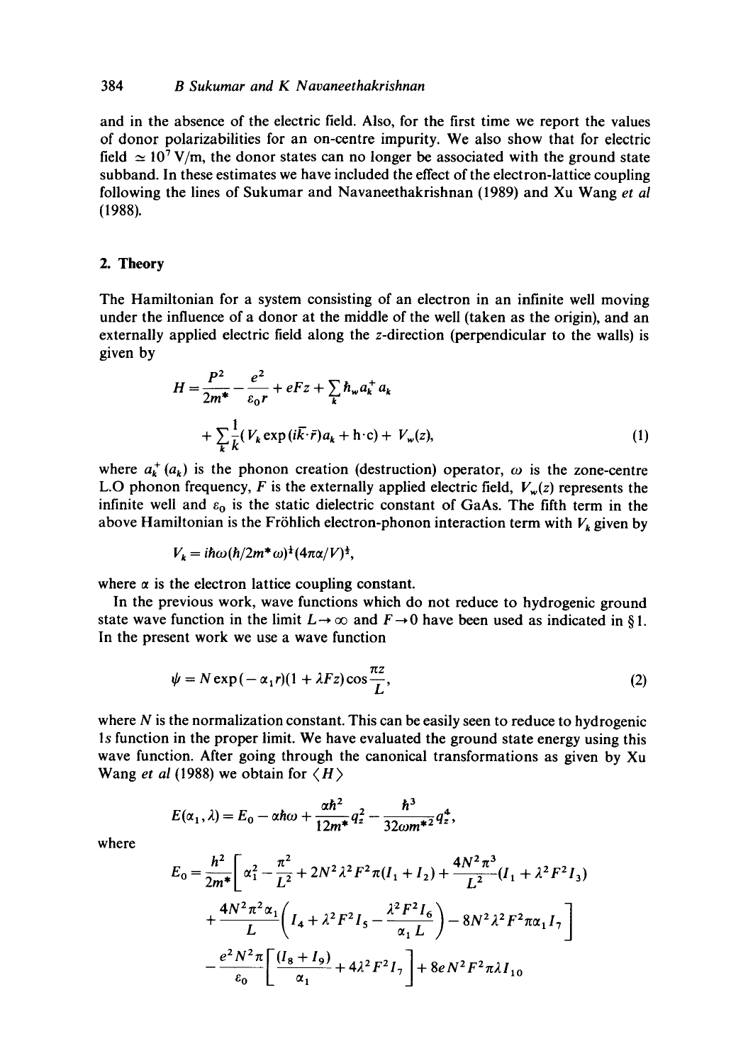and in the absence of the electric field. Also, for the first time we report the values of donor polarizabilities for an on-centre impurity. We also show that for electric field $\simeq 10^7$ V/m, the donor states can no longer be associated with the ground state subband. In these estimates we have included the effect of the electron-lattice coupling following the lines of Sukumar and Navaneethakrishnan (1989) and Xu Wang *et al* (1988).

## 2. Theory

The Hamiltonian for a system consisting of an electron in an infinite well moving under the influence of a donor at the middle of the well (taken as the origin), and an externally applied electric field along the z-direction (perpendicular to the walls) is given by

$$H = \frac{P^2}{2m^*} - \frac{e^2}{\varepsilon_0 r} + eFz + \sum_k \hbar_w a_k^+ a_k + \sum_k \frac{1}{k}(V_k \exp(i\bar{k}\cdot\bar{r})a_k + \text{h·c}) + V_w(z), \tag{1}$$

where $a_k^+$ ($a_k$) is the phonon creation (destruction) operator, $\omega$ is the zone-centre L.O phonon frequency, $F$ is the externally applied electric field, $V_w(z)$ represents the infinite well and $\varepsilon_0$ is the static dielectric constant of GaAs. The fifth term in the above Hamiltonian is the Fröhlich electron-phonon interaction term with $V_k$ given by

$$V_k = i\hbar\omega(\hbar/2m^*\omega)^{\frac{1}{4}}(4\pi\alpha/V)^{\frac{1}{2}},$$

where $\alpha$ is the electron lattice coupling constant.

In the previous work, wave functions which do not reduce to hydrogenic ground state wave function in the limit $L \to \infty$ and $F \to 0$ have been used as indicated in § 1. In the present work we use a wave function

$$\psi = N\exp(-\alpha_1 r)(1 + \lambda F z)\cos\frac{\pi z}{L}, \tag{2}$$

where $N$ is the normalization constant. This can be easily seen to reduce to hydrogenic 1s function in the proper limit. We have evaluated the ground state energy using this wave function. After going through the canonical transformations as given by Xu Wang *et al* (1988) we obtain for $\langle H \rangle$

$$E(\alpha_1, \lambda) = E_0 - \alpha\hbar\omega + \frac{\alpha\hbar^2}{12m^*}q_z^2 - \frac{\hbar^3}{32\omega m^{*2}}q_z^4,$$

where

$$E_0 = \frac{h^2}{2m^*}\left[\alpha_1^2 - \frac{\pi^2}{L^2} + 2N^2\lambda^2F^2\pi(I_1 + I_2) + \frac{4N^2\pi^3}{L^2}(I_1 + \lambda^2F^2I_3) + \frac{4N^2\pi^2\alpha_1}{L}\left(I_4 + \lambda^2F^2I_5 - \frac{\lambda^2F^2I_6}{\alpha_1 L}\right) - 8N^2\lambda^2F^2\pi\alpha_1 I_7\right] - \frac{e^2N^2\pi}{\varepsilon_0}\left[\frac{(I_8 + I_9)}{\alpha_1} + 4\lambda^2F^2I_7\right] + 8eN^2F^2\pi\lambda I_{10}$$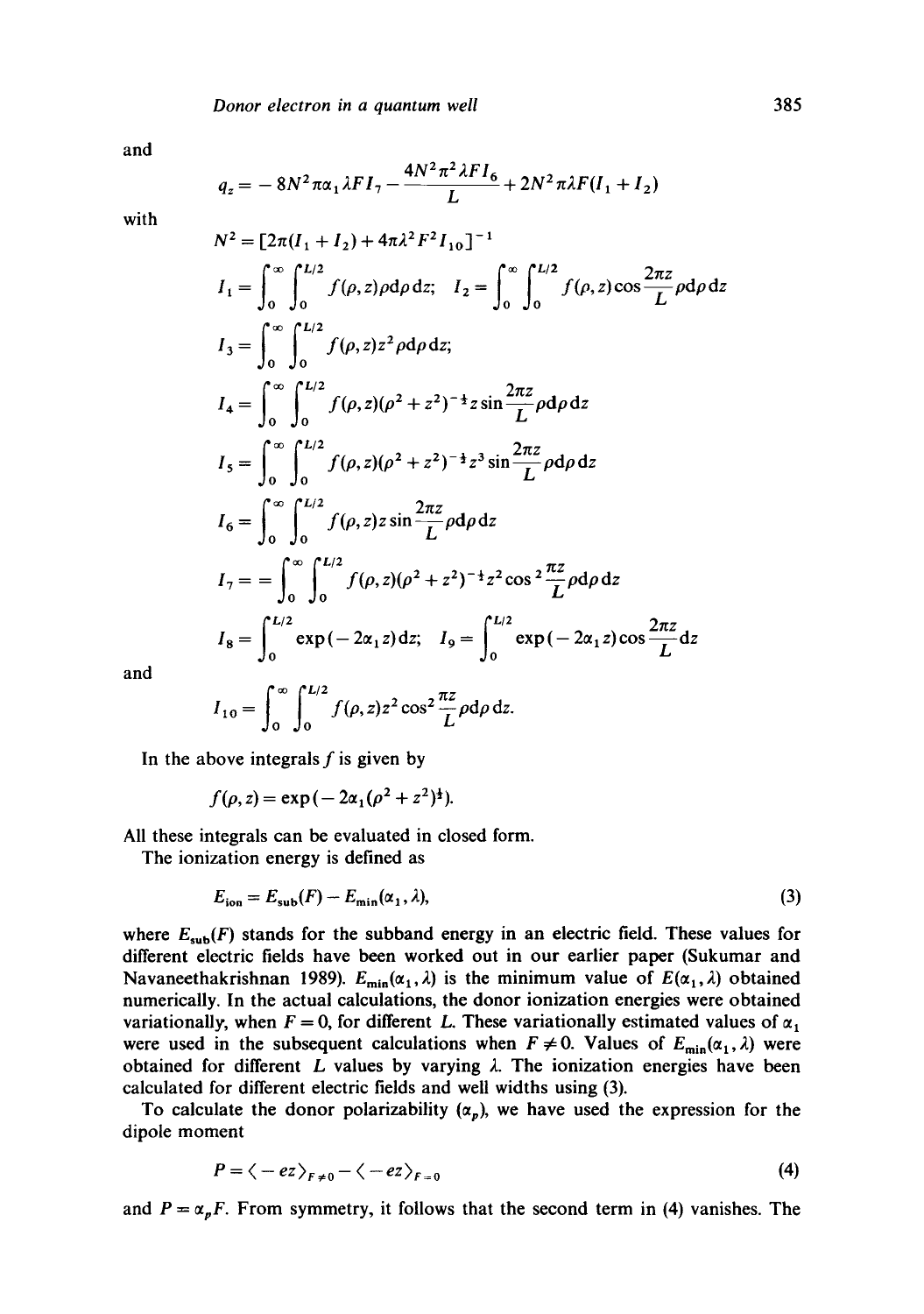and

$$q_z = -8N^2\pi\alpha_1\lambda F I_7 - \frac{4N^2\pi^2\lambda F I_6}{L} + 2N^2\pi\lambda F(I_1 + I_2)$$

with

$$N^2 = [2\pi(I_1 + I_2) + 4\pi\lambda^2 F^2 I_{10}]^{-1}$$

$$I_1 = \int_0^\infty \int_0^{L/2} f(\rho, z)\rho \mathrm{d}\rho \, \mathrm{d}z; \quad I_2 = \int_0^\infty \int_0^{L/2} f(\rho, z)\cos\frac{2\pi z}{L}\rho \mathrm{d}\rho \, \mathrm{d}z$$

$$I_3 = \int_0^\infty \int_0^{L/2} f(\rho, z)z^2 \rho \mathrm{d}\rho \, \mathrm{d}z;$$

$$I_4 = \int_0^\infty \int_0^{L/2} f(\rho, z)(\rho^2 + z^2)^{-\frac{1}{2}} z \sin\frac{2\pi z}{L}\rho \mathrm{d}\rho \, \mathrm{d}z$$

$$I_5 = \int_0^\infty \int_0^{L/2} f(\rho, z)(\rho^2 + z^2)^{-\frac{1}{2}} z^3 \sin\frac{2\pi z}{L}\rho \mathrm{d}\rho \, \mathrm{d}z$$

$$I_6 = \int_0^\infty \int_0^{L/2} f(\rho, z) z \sin\frac{2\pi z}{L}\rho \mathrm{d}\rho \, \mathrm{d}z$$

$$I_7 = = \int_0^\infty \int_0^{L/2} f(\rho, z)(\rho^2 + z^2)^{-\frac{1}{2}} z^2 \cos^2\frac{\pi z}{L}\rho \mathrm{d}\rho \, \mathrm{d}z$$

$$I_8 = \int_0^{L/2} \exp(-2\alpha_1 z) \mathrm{d}z; \quad I_9 = \int_0^{L/2} \exp(-2\alpha_1 z)\cos\frac{2\pi z}{L} \mathrm{d}z$$

and

$$I_{10} = \int_0^\infty \int_0^{L/2} f(\rho, z) z^2 \cos^2\frac{\pi z}{L}\rho \mathrm{d}\rho \, \mathrm{d}z.$$

In the above integrals $f$ is given by

$$f(\rho, z) = \exp(-2\alpha_1(\rho^2 + z^2)^{\frac{1}{2}}).$$

All these integrals can be evaluated in closed form.

The ionization energy is defined as

$$E_{\mathrm{ion}} = E_{\mathrm{sub}}(F) - E_{\mathrm{min}}(\alpha_1, \lambda), \tag{3}$$

where $E_{\mathrm{sub}}(F)$ stands for the subband energy in an electric field. These values for different electric fields have been worked out in our earlier paper (Sukumar and Navaneethakrishnan 1989). $E_{\mathrm{min}}(\alpha_1, \lambda)$ is the minimum value of $E(\alpha_1, \lambda)$ obtained numerically. In the actual calculations, the donor ionization energies were obtained variationally, when $F = 0$, for different $L$. These variationally estimated values of $\alpha_1$ were used in the subsequent calculations when $F \neq 0$. Values of $E_{\mathrm{min}}(\alpha_1, \lambda)$ were obtained for different $L$ values by varying $\lambda$. The ionization energies have been calculated for different electric fields and well widths using (3).

To calculate the donor polarizability ($\alpha_p$), we have used the expression for the dipole moment

$$P = \langle -ez \rangle_{F \neq 0} - \langle -ez \rangle_{F=0} \tag{4}$$

and $P = \alpha_p F$. From symmetry, it follows that the second term in (4) vanishes. The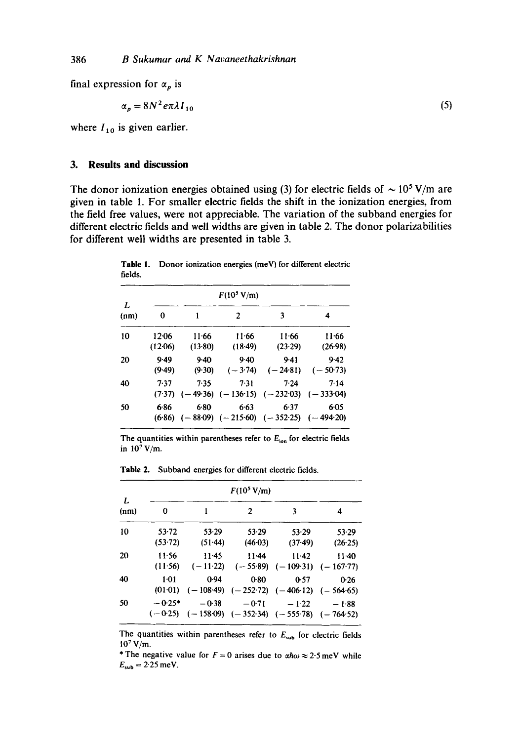final expression for $\alpha_p$ is

$$\alpha_p = 8N^2 e\pi\lambda I_{10} \tag{5}$$

where $I_{10}$ is given earlier.

## 3. Results and discussion

The donor ionization energies obtained using (3) for electric fields of $\sim 10^5$ V/m are given in table 1. For smaller electric fields the shift in the ionization energies, from the field free values, were not appreciable. The variation of the subband energies for different electric fields and well widths are given in table 2. The donor polarizabilities for different well widths are presented in table 3.

**Table 1.** Donor ionization energies (meV) for different electric fields.

| $L$ (nm) | $F(10^5$ V/m) 0 | 1 | 2 | 3 | 4 |
|---|---|---|---|---|---|
| 10 | 12·06 | 11·66 | 11·66 | 11·66 | 11·66 |
| | (12·06) | (13·80) | (18·49) | (23·29) | (26·98) |
| 20 | 9·49 | 9·40 | 9·40 | 9·41 | 9·42 |
| | (9·49) | (9·30) | (−3·74) | (−24·81) | (−50·73) |
| 40 | 7·37 | 7·35 | 7·31 | 7·24 | 7·14 |
| | (7·37) | (−49·36) | (−136·15) | (−232·03) | (−333·04) |
| 50 | 6·86 | 6·80 | 6·63 | 6·37 | 6·05 |
| | (6·86) | (−88·09) | (−215·60) | (−352·25) | (−494·20) |

The quantities within parentheses refer to $E_{\rm ion}$ for electric fields in $10^7$ V/m.

**Table 2.** Subband energies for different electric fields.

| $L$ (nm) | $F(10^5$ V/m) 0 | 1 | 2 | 3 | 4 |
|---|---|---|---|---|---|
| 10 | 53·72 | 53·29 | 53·29 | 53·29 | 53·29 |
| | (53·72) | (51·44) | (46·03) | (37·49) | (26·25) |
| 20 | 11·56 | 11·45 | 11·44 | 11·42 | 11·40 |
| | (11·56) | (−11·22) | (−55·89) | (−109·31) | (−167·77) |
| 40 | 1·01 | 0·94 | 0·80 | 0·57 | 0·26 |
| | (01·01) | (−108·49) | (−252·72) | (−406·12) | (−564·65) |
| 50 | −0·25* | −0·38 | −0·71 | −1·22 | −1·88 |
| | (−0·25) | (−158·09) | (−352·34) | (−555·78) | (−764·52) |

The quantities within parentheses refer to $E_{\rm sub}$ for electric fields $10^7$ V/m.

*The negative value for $F = 0$ arises due to $\alpha\hbar\omega \approx 2{\cdot}5$ meV while $E_{\rm sub} = 2{\cdot}25$ meV.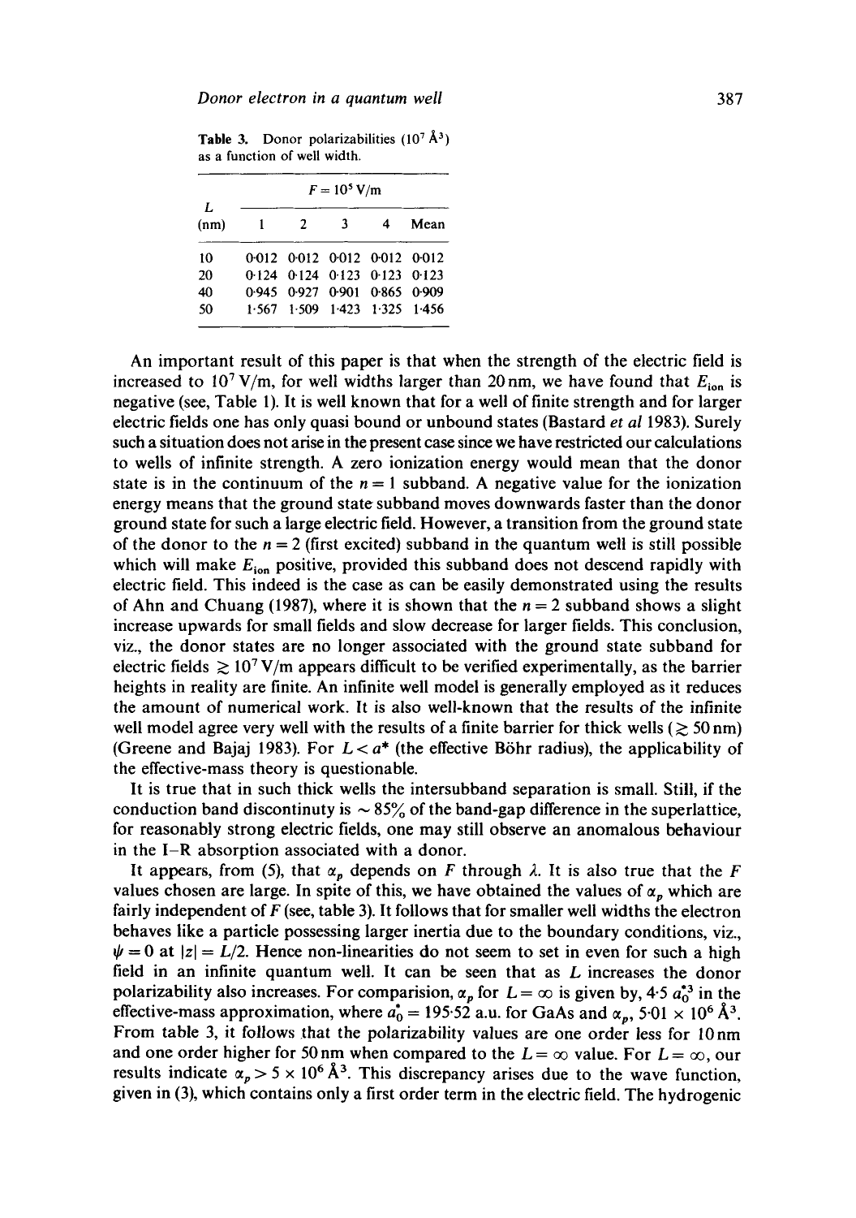**Table 3.** Donor polarizabilities ($10^7$ Å$^3$) as a function of well width.

| $L$ (nm) | $F = 10^5$ V/m | | | | |
|---|---|---|---|---|---|
| | 1 | 2 | 3 | 4 | Mean |
| 10 | 0·012 | 0·012 | 0·012 | 0·012 | 0·012 |
| 20 | 0·124 | 0·124 | 0·123 | 0·123 | 0·123 |
| 40 | 0·945 | 0·927 | 0·901 | 0·865 | 0·909 |
| 50 | 1·567 | 1·509 | 1·423 | 1·325 | 1·456 |

An important result of this paper is that when the strength of the electric field is increased to $10^7$ V/m, for well widths larger than 20 nm, we have found that $E_{ion}$ is negative (see, Table 1). It is well known that for a well of finite strength and for larger electric fields one has only quasi bound or unbound states (Bastard *et al* 1983). Surely such a situation does not arise in the present case since we have restricted our calculations to wells of infinite strength. A zero ionization energy would mean that the donor state is in the continuum of the $n = 1$ subband. A negative value for the ionization energy means that the ground state subband moves downwards faster than the donor ground state for such a large electric field. However, a transition from the ground state of the donor to the $n = 2$ (first excited) subband in the quantum well is still possible which will make $E_{ion}$ positive, provided this subband does not descend rapidly with electric field. This indeed is the case as can be easily demonstrated using the results of Ahn and Chuang (1987), where it is shown that the $n = 2$ subband shows a slight increase upwards for small fields and slow decrease for larger fields. This conclusion, viz., the donor states are no longer associated with the ground state subband for electric fields $\gtrsim 10^7$ V/m appears difficult to be verified experimentally, as the barrier heights in reality are finite. An infinite well model is generally employed as it reduces the amount of numerical work. It is also well-known that the results of the infinite well model agree very well with the results of a finite barrier for thick wells ($\gtrsim 50$ nm) (Greene and Bajaj 1983). For $L < a^*$ (the effective Böhr radius), the applicability of the effective-mass theory is questionable.

It is true that in such thick wells the intersubband separation is small. Still, if the conduction band discontinuty is $\sim 85\%$ of the band-gap difference in the superlattice, for reasonably strong electric fields, one may still observe an anomalous behaviour in the I–R absorption associated with a donor.

It appears, from (5), that $\alpha_p$ depends on $F$ through $\lambda$. It is also true that the $F$ values chosen are large. In spite of this, we have obtained the values of $\alpha_p$ which are fairly independent of $F$ (see, table 3). It follows that for smaller well widths the electron behaves like a particle possessing larger inertia due to the boundary conditions, viz., $\psi = 0$ at $|z| = L/2$. Hence non-linearities do not seem to set in even for such a high field in an infinite quantum well. It can be seen that as $L$ increases the donor polarizability also increases. For comparision, $\alpha_p$ for $L = \infty$ is given by, $4{\cdot}5\, a_0^{*3}$ in the effective-mass approximation, where $a_0^* = 195{\cdot}52$ a.u. for GaAs and $\alpha_p$, $5{\cdot}01 \times 10^6$ Å$^3$. From table 3, it follows that the polarizability values are one order less for 10 nm and one order higher for 50 nm when compared to the $L = \infty$ value. For $L = \infty$, our results indicate $\alpha_p > 5 \times 10^6$ Å$^3$. This discrepancy arises due to the wave function, given in (3), which contains only a first order term in the electric field. The hydrogenic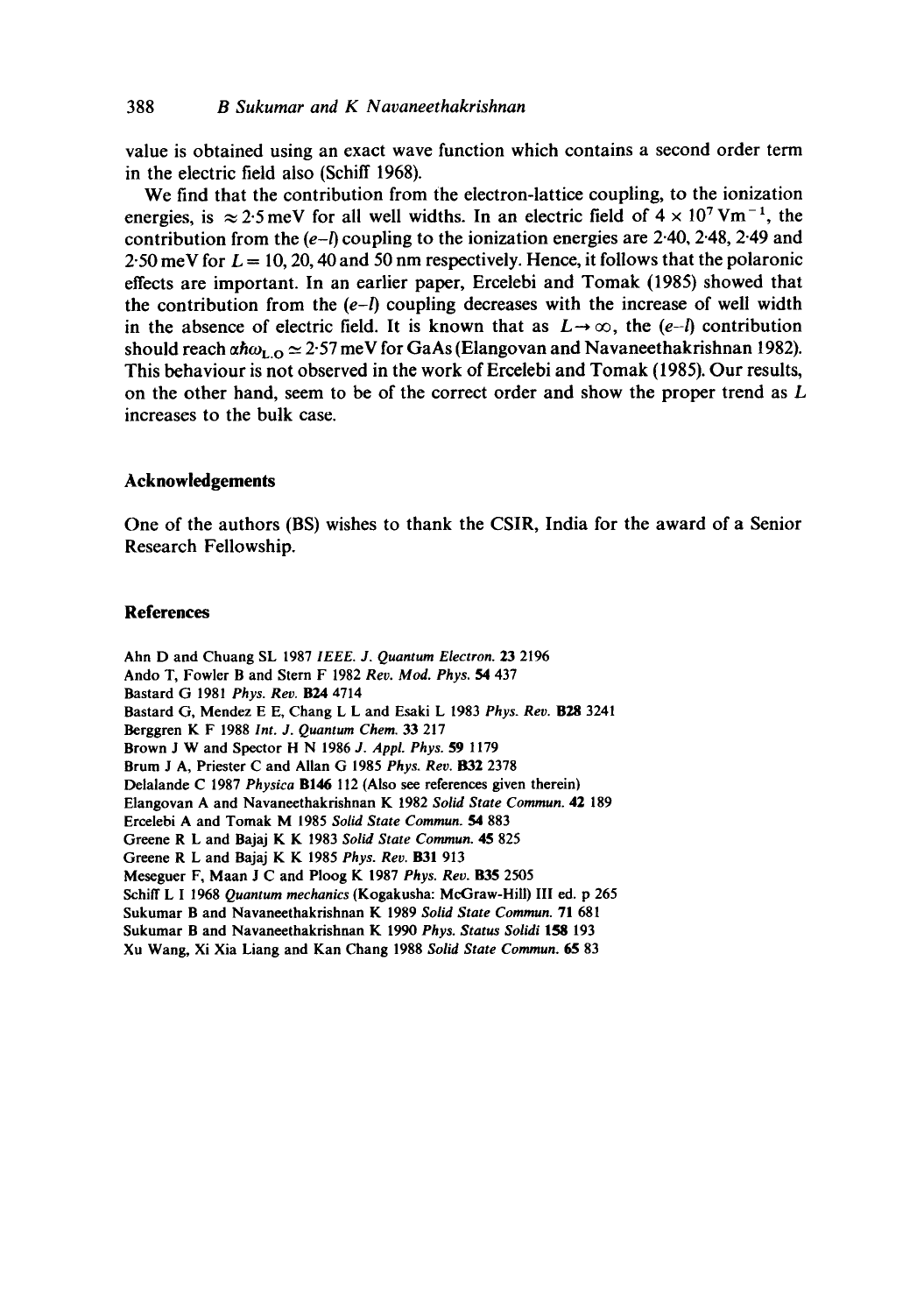value is obtained using an exact wave function which contains a second order term in the electric field also (Schiff 1968).

We find that the contribution from the electron-lattice coupling, to the ionization energies, is $\approx 2.5$ meV for all well widths. In an electric field of $4 \times 10^7 \,\mathrm{Vm}^{-1}$, the contribution from the (*e–l*) coupling to the ionization energies are 2·40, 2·48, 2·49 and 2·50 meV for $L = 10, 20, 40$ and 50 nm respectively. Hence, it follows that the polaronic effects are important. In an earlier paper, Ercelebi and Tomak (1985) showed that the contribution from the (*e–l*) coupling decreases with the increase of well width in the absence of electric field. It is known that as $L \to \infty$, the (*e–l*) contribution should reach $\alpha\hbar\omega_{\mathrm{L.O}} \simeq 2.57$ meV for GaAs (Elangovan and Navaneethakrishnan 1982). This behaviour is not observed in the work of Ercelebi and Tomak (1985). Our results, on the other hand, seem to be of the correct order and show the proper trend as $L$ increases to the bulk case.

## Acknowledgements

One of the authors (BS) wishes to thank the CSIR, India for the award of a Senior Research Fellowship.

## References

Ahn D and Chuang SL 1987 *IEEE. J. Quantum Electron.* **23** 2196
Ando T, Fowler B and Stern F 1982 *Rev. Mod. Phys.* **54** 437
Bastard G 1981 *Phys. Rev.* **B24** 4714
Bastard G, Mendez E E, Chang L L and Esaki L 1983 *Phys. Rev.* **B28** 3241
Berggren K F 1988 *Int. J. Quantum Chem.* **33** 217
Brown J W and Spector H N 1986 *J. Appl. Phys.* **59** 1179
Brum J A, Priester C and Allan G 1985 *Phys. Rev.* **B32** 2378
Delalande C 1987 *Physica* **B146** 112 (Also see references given therein)
Elangovan A and Navaneethakrishnan K 1982 *Solid State Commun.* **42** 189
Ercelebi A and Tomak M 1985 *Solid State Commun.* **54** 883
Greene R L and Bajaj K K 1983 *Solid State Commun.* **45** 825
Greene R L and Bajaj K K 1985 *Phys. Rev.* **B31** 913
Meseguer F, Maan J C and Ploog K 1987 *Phys. Rev.* **B35** 2505
Schiff L I 1968 *Quantum mechanics* (Kogakusha: McGraw-Hill) III ed. p 265
Sukumar B and Navaneethakrishnan K 1989 *Solid State Commun.* **71** 681
Sukumar B and Navaneethakrishnan K 1990 *Phys. Status Solidi* **158** 193
Xu Wang, Xi Xia Liang and Kan Chang 1988 *Solid State Commun.* **65** 83